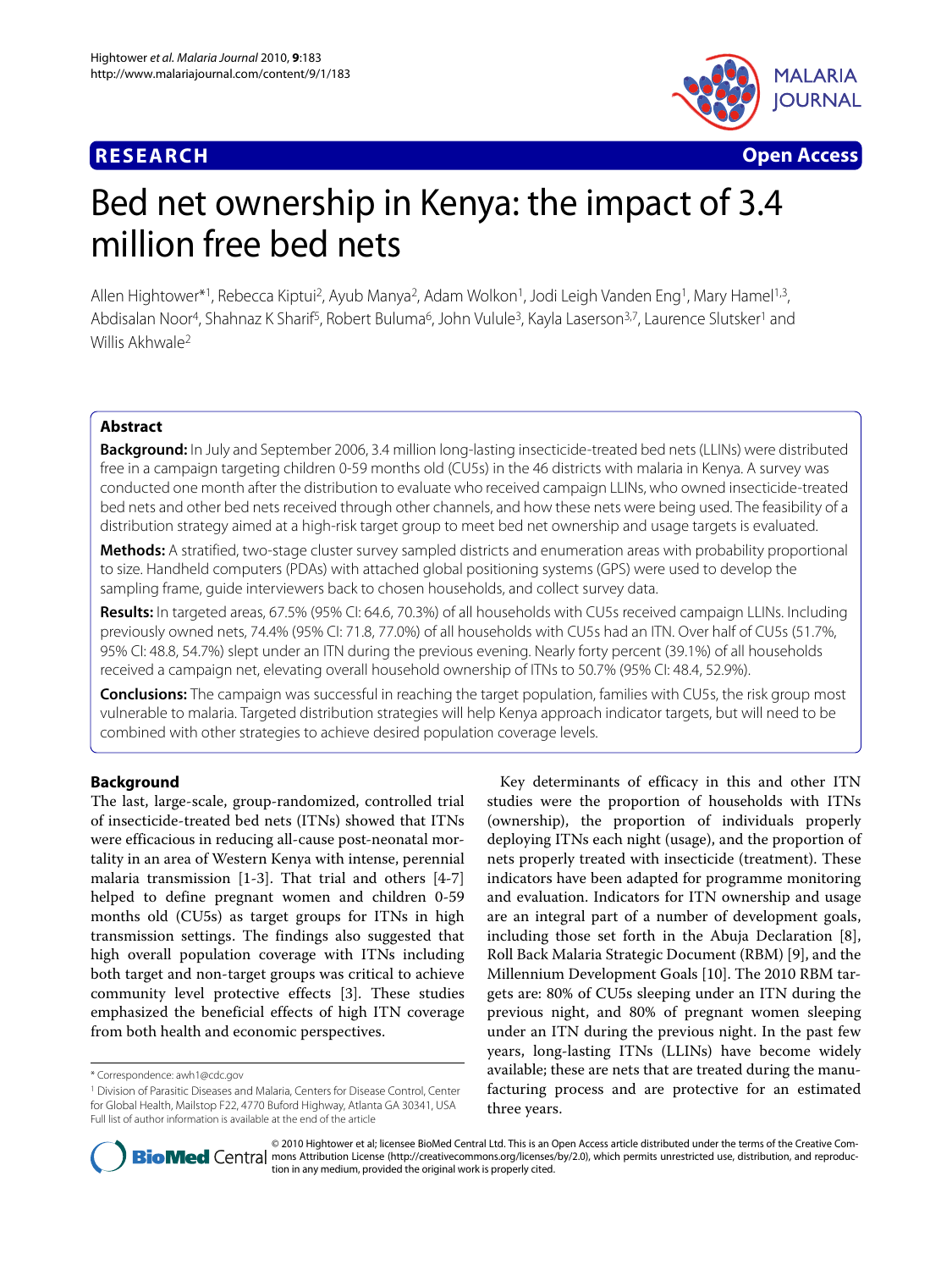**RESEARCH** **Open Access**

# Bed net ownership in Kenya: the impact of 3.4 million free bed nets

Allen Hightower*[1], Rebecca Kiptui[2], Ayub Manya[2], Adam Wolkon[1], Jodi Leigh Vanden Eng[1], Mary Hamel[1,3], Abdisalan Noor[4], Shahnaz K Sharif[5], Robert Buluma[6], John Vulule[3], Kayla Laserson[3,7], Laurence Slutsker[1] and Willis Akhwale[2]

## Abstract

**Background:** In July and September 2006, 3.4 million long-lasting insecticide-treated bed nets (LLINs) were distributed free in a campaign targeting children 0-59 months old (CU5s) in the 46 districts with malaria in Kenya. A survey was conducted one month after the distribution to evaluate who received campaign LLINs, who owned insecticide-treated bed nets and other bed nets received through other channels, and how these nets were being used. The feasibility of a distribution strategy aimed at a high-risk target group to meet bed net ownership and usage targets is evaluated.

**Methods:** A stratified, two-stage cluster survey sampled districts and enumeration areas with probability proportional to size. Handheld computers (PDAs) with attached global positioning systems (GPS) were used to develop the sampling frame, guide interviewers back to chosen households, and collect survey data.

**Results:** In targeted areas, 67.5% (95% CI: 64.6, 70.3%) of all households with CU5s received campaign LLINs. Including previously owned nets, 74.4% (95% CI: 71.8, 77.0%) of all households with CU5s had an ITN. Over half of CU5s (51.7%, 95% CI: 48.8, 54.7%) slept under an ITN during the previous evening. Nearly forty percent (39.1%) of all households received a campaign net, elevating overall household ownership of ITNs to 50.7% (95% CI: 48.4, 52.9%).

**Conclusions:** The campaign was successful in reaching the target population, families with CU5s, the risk group most vulnerable to malaria. Targeted distribution strategies will help Kenya approach indicator targets, but will need to be combined with other strategies to achieve desired population coverage levels.

## Background

The last, large-scale, group-randomized, controlled trial of insecticide-treated bed nets (ITNs) showed that ITNs were efficacious in reducing all-cause post-neonatal mortality in an area of Western Kenya with intense, perennial malaria transmission [1-3]. That trial and others [4-7] helped to define pregnant women and children 0-59 months old (CU5s) as target groups for ITNs in high transmission settings. The findings also suggested that high overall population coverage with ITNs including both target and non-target groups was critical to achieve community level protective effects [3]. These studies emphasized the beneficial effects of high ITN coverage from both health and economic perspectives.

Key determinants of efficacy in this and other ITN studies were the proportion of households with ITNs (ownership), the proportion of individuals properly deploying ITNs each night (usage), and the proportion of nets properly treated with insecticide (treatment). These indicators have been adapted for programme monitoring and evaluation. Indicators for ITN ownership and usage are an integral part of a number of development goals, including those set forth in the Abuja Declaration [8], Roll Back Malaria Strategic Document (RBM) [9], and the Millennium Development Goals [10]. The 2010 RBM targets are: 80% of CU5s sleeping under an ITN during the previous night, and 80% of pregnant women sleeping under an ITN during the previous night. In the past few years, long-lasting ITNs (LLINs) have become widely available; these are nets that are treated during the manufacturing process and are protective for an estimated three years.

\* Correspondence: awh1@cdc.gov

[1] Division of Parasitic Diseases and Malaria, Centers for Disease Control, Center for Global Health, Mailstop F22, 4770 Buford Highway, Atlanta GA 30341, USA

Full list of author information is available at the end of the article

© 2010 Hightower et al; licensee BioMed Central Ltd. This is an Open Access article distributed under the terms of the Creative Commons Attribution License (http://creativecommons.org/licenses/by/2.0), which permits unrestricted use, distribution, and reproduction in any medium, provided the original work is properly cited.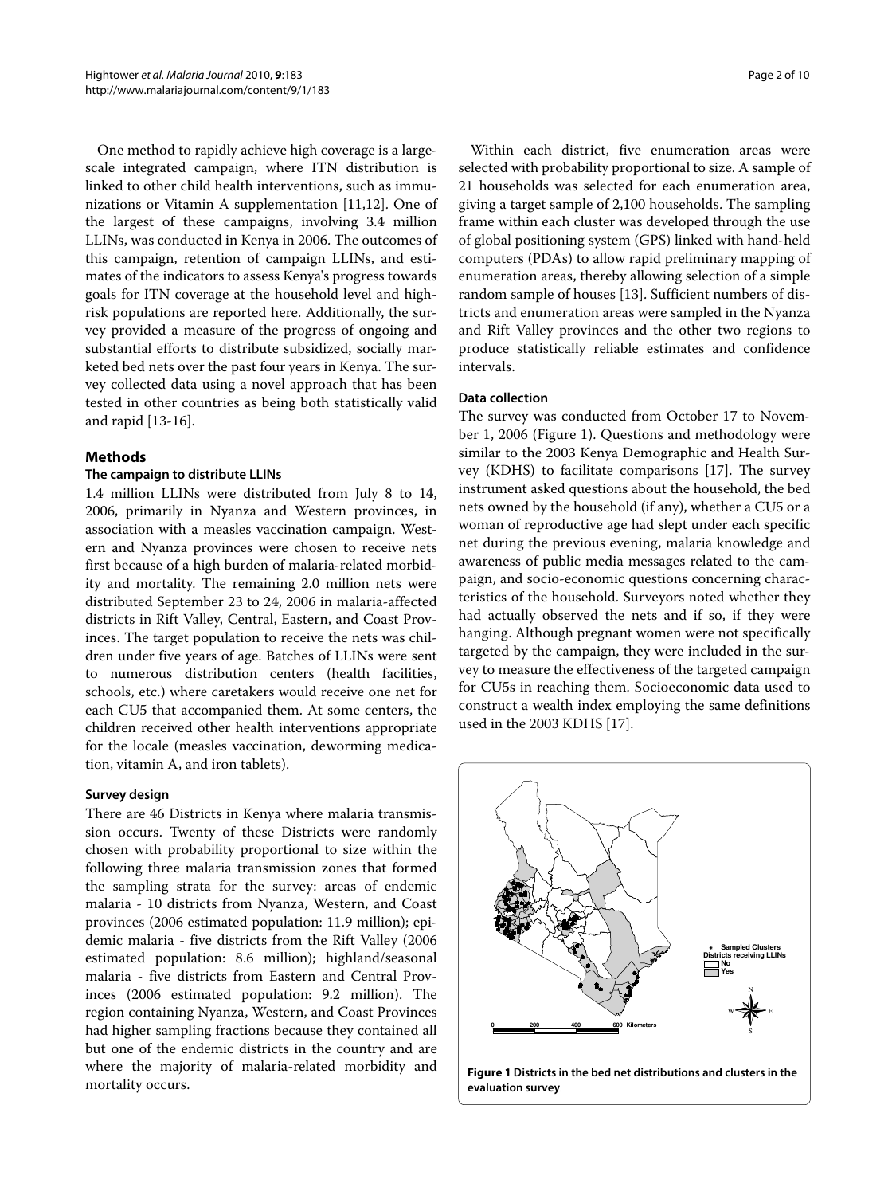One method to rapidly achieve high coverage is a large-scale integrated campaign, where ITN distribution is linked to other child health interventions, such as immunizations or Vitamin A supplementation [11,12]. One of the largest of these campaigns, involving 3.4 million LLINs, was conducted in Kenya in 2006. The outcomes of this campaign, retention of campaign LLINs, and estimates of the indicators to assess Kenya's progress towards goals for ITN coverage at the household level and high-risk populations are reported here. Additionally, the survey provided a measure of the progress of ongoing and substantial efforts to distribute subsidized, socially marketed bed nets over the past four years in Kenya. The survey collected data using a novel approach that has been tested in other countries as being both statistically valid and rapid [13-16].

## Methods

### The campaign to distribute LLINs

1.4 million LLINs were distributed from July 8 to 14, 2006, primarily in Nyanza and Western provinces, in association with a measles vaccination campaign. Western and Nyanza provinces were chosen to receive nets first because of a high burden of malaria-related morbidity and mortality. The remaining 2.0 million nets were distributed September 23 to 24, 2006 in malaria-affected districts in Rift Valley, Central, Eastern, and Coast Provinces. The target population to receive the nets was children under five years of age. Batches of LLINs were sent to numerous distribution centers (health facilities, schools, etc.) where caretakers would receive one net for each CU5 that accompanied them. At some centers, the children received other health interventions appropriate for the locale (measles vaccination, deworming medication, vitamin A, and iron tablets).

### Survey design

There are 46 Districts in Kenya where malaria transmission occurs. Twenty of these Districts were randomly chosen with probability proportional to size within the following three malaria transmission zones that formed the sampling strata for the survey: areas of endemic malaria - 10 districts from Nyanza, Western, and Coast provinces (2006 estimated population: 11.9 million); epidemic malaria - five districts from the Rift Valley (2006 estimated population: 8.6 million); highland/seasonal malaria - five districts from Eastern and Central Provinces (2006 estimated population: 9.2 million). The region containing Nyanza, Western, and Coast Provinces had higher sampling fractions because they contained all but one of the endemic districts in the country and are where the majority of malaria-related morbidity and mortality occurs.

Within each district, five enumeration areas were selected with probability proportional to size. A sample of 21 households was selected for each enumeration area, giving a target sample of 2,100 households. The sampling frame within each cluster was developed through the use of global positioning system (GPS) linked with hand-held computers (PDAs) to allow rapid preliminary mapping of enumeration areas, thereby allowing selection of a simple random sample of houses [13]. Sufficient numbers of districts and enumeration areas were sampled in the Nyanza and Rift Valley provinces and the other two regions to produce statistically reliable estimates and confidence intervals.

### Data collection

The survey was conducted from October 17 to November 1, 2006 (Figure 1). Questions and methodology were similar to the 2003 Kenya Demographic and Health Survey (KDHS) to facilitate comparisons [17]. The survey instrument asked questions about the household, the bed nets owned by the household (if any), whether a CU5 or a woman of reproductive age had slept under each specific net during the previous evening, malaria knowledge and awareness of public media messages related to the campaign, and socio-economic questions concerning characteristics of the household. Surveyors noted whether they had actually observed the nets and if so, if they were hanging. Although pregnant women were not specifically targeted by the campaign, they were included in the survey to measure the effectiveness of the targeted campaign for CU5s in reaching them. Socioeconomic data used to construct a wealth index employing the same definitions used in the 2003 KDHS [17].

**Figure 1 Districts in the bed net distributions and clusters in the evaluation survey**.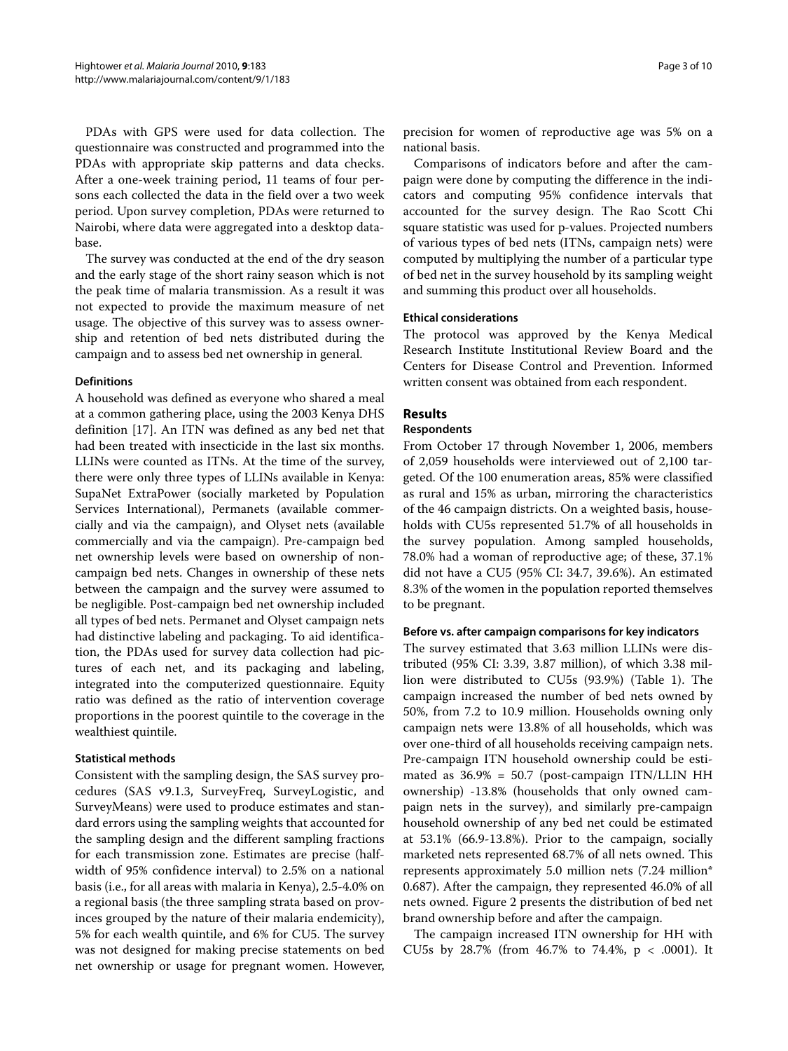PDAs with GPS were used for data collection. The questionnaire was constructed and programmed into the PDAs with appropriate skip patterns and data checks. After a one-week training period, 11 teams of four persons each collected the data in the field over a two week period. Upon survey completion, PDAs were returned to Nairobi, where data were aggregated into a desktop database.

The survey was conducted at the end of the dry season and the early stage of the short rainy season which is not the peak time of malaria transmission. As a result it was not expected to provide the maximum measure of net usage. The objective of this survey was to assess ownership and retention of bed nets distributed during the campaign and to assess bed net ownership in general.

### Definitions

A household was defined as everyone who shared a meal at a common gathering place, using the 2003 Kenya DHS definition [17]. An ITN was defined as any bed net that had been treated with insecticide in the last six months. LLINs were counted as ITNs. At the time of the survey, there were only three types of LLINs available in Kenya: SupaNet ExtraPower (socially marketed by Population Services International), Permanets (available commercially and via the campaign), and Olyset nets (available commercially and via the campaign). Pre-campaign bed net ownership levels were based on ownership of non-campaign bed nets. Changes in ownership of these nets between the campaign and the survey were assumed to be negligible. Post-campaign bed net ownership included all types of bed nets. Permanet and Olyset campaign nets had distinctive labeling and packaging. To aid identification, the PDAs used for survey data collection had pictures of each net, and its packaging and labeling, integrated into the computerized questionnaire. Equity ratio was defined as the ratio of intervention coverage proportions in the poorest quintile to the coverage in the wealthiest quintile.

### Statistical methods

Consistent with the sampling design, the SAS survey procedures (SAS v9.1.3, SurveyFreq, SurveyLogistic, and SurveyMeans) were used to produce estimates and standard errors using the sampling weights that accounted for the sampling design and the different sampling fractions for each transmission zone. Estimates are precise (half-width of 95% confidence interval) to 2.5% on a national basis (i.e., for all areas with malaria in Kenya), 2.5-4.0% on a regional basis (the three sampling strata based on provinces grouped by the nature of their malaria endemicity), 5% for each wealth quintile, and 6% for CU5. The survey was not designed for making precise statements on bed net ownership or usage for pregnant women. However, precision for women of reproductive age was 5% on a national basis.

Comparisons of indicators before and after the campaign were done by computing the difference in the indicators and computing 95% confidence intervals that accounted for the survey design. The Rao Scott Chi square statistic was used for p-values. Projected numbers of various types of bed nets (ITNs, campaign nets) were computed by multiplying the number of a particular type of bed net in the survey household by its sampling weight and summing this product over all households.

### Ethical considerations

The protocol was approved by the Kenya Medical Research Institute Institutional Review Board and the Centers for Disease Control and Prevention. Informed written consent was obtained from each respondent.

## Results

### Respondents

From October 17 through November 1, 2006, members of 2,059 households were interviewed out of 2,100 targeted. Of the 100 enumeration areas, 85% were classified as rural and 15% as urban, mirroring the characteristics of the 46 campaign districts. On a weighted basis, households with CU5s represented 51.7% of all households in the survey population. Among sampled households, 78.0% had a woman of reproductive age; of these, 37.1% did not have a CU5 (95% CI: 34.7, 39.6%). An estimated 8.3% of the women in the population reported themselves to be pregnant.

### Before vs. after campaign comparisons for key indicators

The survey estimated that 3.63 million LLINs were distributed (95% CI: 3.39, 3.87 million), of which 3.38 million were distributed to CU5s (93.9%) (Table 1). The campaign increased the number of bed nets owned by 50%, from 7.2 to 10.9 million. Households owning only campaign nets were 13.8% of all households, which was over one-third of all households receiving campaign nets. Pre-campaign ITN household ownership could be estimated as 36.9% = 50.7 (post-campaign ITN/LLIN HH ownership) -13.8% (households that only owned campaign nets in the survey), and similarly pre-campaign household ownership of any bed net could be estimated at 53.1% (66.9-13.8%). Prior to the campaign, socially marketed nets represented 68.7% of all nets owned. This represents approximately 5.0 million nets (7.24 million* 0.687). After the campaign, they represented 46.0% of all nets owned. Figure 2 presents the distribution of bed net brand ownership before and after the campaign.

The campaign increased ITN ownership for HH with CU5s by 28.7% (from 46.7% to 74.4%, $p < .0001$). It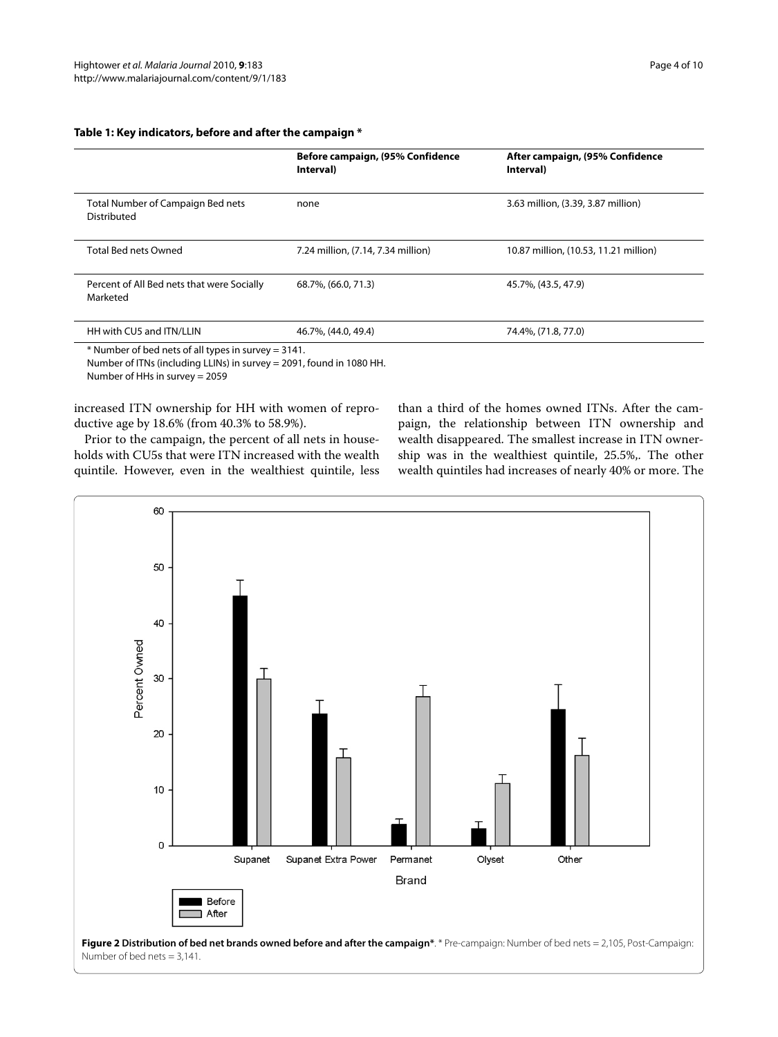**Table 1: Key indicators, before and after the campaign ***

| | Before campaign, (95% Confidence Interval) | After campaign, (95% Confidence Interval) |
|---|---|---|
| Total Number of Campaign Bed nets Distributed | none | 3.63 million, (3.39, 3.87 million) |
| Total Bed nets Owned | 7.24 million, (7.14, 7.34 million) | 10.87 million, (10.53, 11.21 million) |
| Percent of All Bed nets that were Socially Marketed | 68.7%, (66.0, 71.3) | 45.7%, (43.5, 47.9) |
| HH with CU5 and ITN/LLIN | 46.7%, (44.0, 49.4) | 74.4%, (71.8, 77.0) |

* Number of bed nets of all types in survey = 3141.
Number of ITNs (including LLINs) in survey = 2091, found in 1080 HH.
Number of HHs in survey = 2059

increased ITN ownership for HH with women of reproductive age by 18.6% (from 40.3% to 58.9%).

Prior to the campaign, the percent of all nets in households with CU5s that were ITN increased with the wealth quintile. However, even in the wealthiest quintile, less than a third of the homes owned ITNs. After the campaign, the relationship between ITN ownership and wealth disappeared. The smallest increase in ITN ownership was in the wealthiest quintile, 25.5%,. The other wealth quintiles had increases of nearly 40% or more. The

**Figure 2 Distribution of bed net brands owned before and after the campaign***. * Pre-campaign: Number of bed nets = 2,105, Post-Campaign: Number of bed nets = 3,141.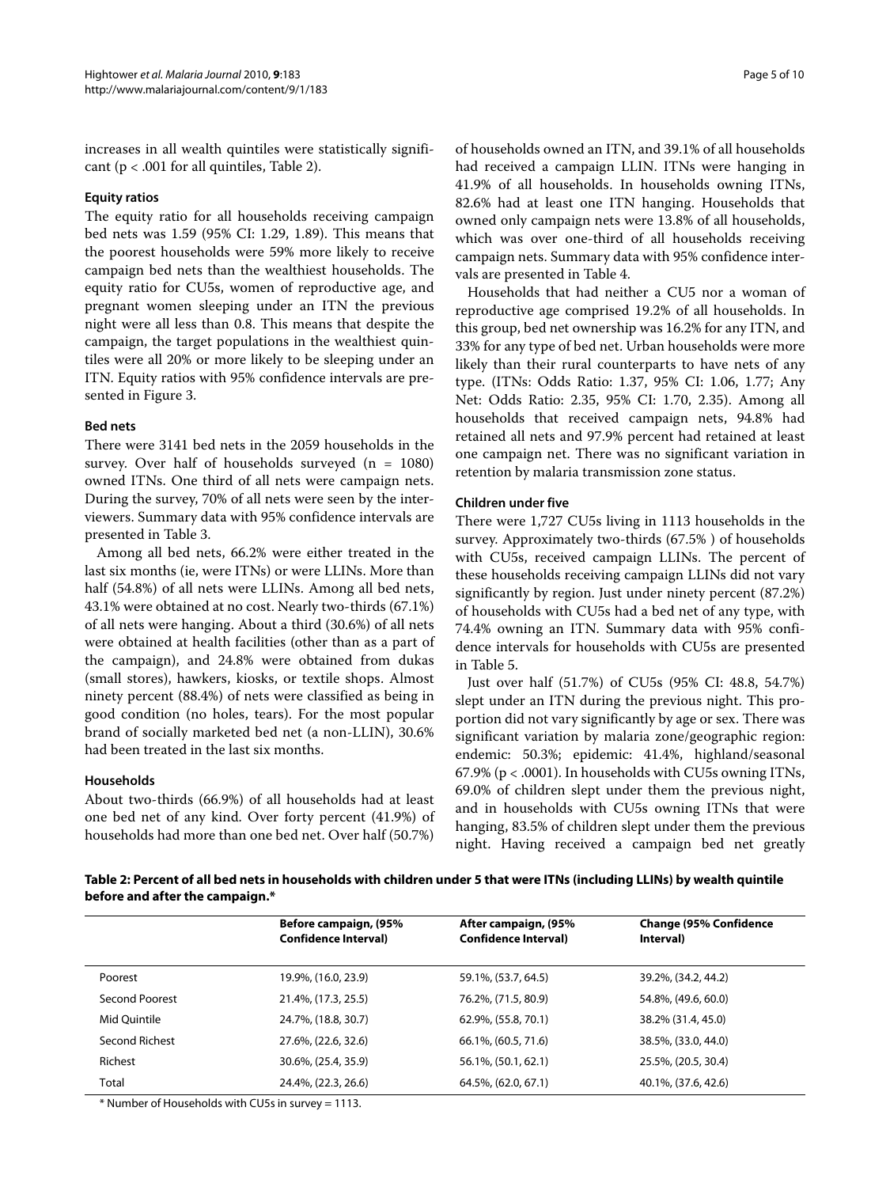increases in all wealth quintiles were statistically significant ($p < .001$ for all quintiles, Table 2).

### Equity ratios

The equity ratio for all households receiving campaign bed nets was 1.59 (95% CI: 1.29, 1.89). This means that the poorest households were 59% more likely to receive campaign bed nets than the wealthiest households. The equity ratio for CU5s, women of reproductive age, and pregnant women sleeping under an ITN the previous night were all less than 0.8. This means that despite the campaign, the target populations in the wealthiest quintiles were all 20% or more likely to be sleeping under an ITN. Equity ratios with 95% confidence intervals are presented in Figure 3.

### Bed nets

There were 3141 bed nets in the 2059 households in the survey. Over half of households surveyed (n = 1080) owned ITNs. One third of all nets were campaign nets. During the survey, 70% of all nets were seen by the interviewers. Summary data with 95% confidence intervals are presented in Table 3.

Among all bed nets, 66.2% were either treated in the last six months (ie, were ITNs) or were LLINs. More than half (54.8%) of all nets were LLINs. Among all bed nets, 43.1% were obtained at no cost. Nearly two-thirds (67.1%) of all nets were hanging. About a third (30.6%) of all nets were obtained at health facilities (other than as a part of the campaign), and 24.8% were obtained from dukas (small stores), hawkers, kiosks, or textile shops. Almost ninety percent (88.4%) of nets were classified as being in good condition (no holes, tears). For the most popular brand of socially marketed bed net (a non-LLIN), 30.6% had been treated in the last six months.

### Households

About two-thirds (66.9%) of all households had at least one bed net of any kind. Over forty percent (41.9%) of households had more than one bed net. Over half (50.7%) of households owned an ITN, and 39.1% of all households had received a campaign LLIN. ITNs were hanging in 41.9% of all households. In households owning ITNs, 82.6% had at least one ITN hanging. Households that owned only campaign nets were 13.8% of all households, which was over one-third of all households receiving campaign nets. Summary data with 95% confidence intervals are presented in Table 4.

Households that had neither a CU5 nor a woman of reproductive age comprised 19.2% of all households. In this group, bed net ownership was 16.2% for any ITN, and 33% for any type of bed net. Urban households were more likely than their rural counterparts to have nets of any type. (ITNs: Odds Ratio: 1.37, 95% CI: 1.06, 1.77; Any Net: Odds Ratio: 2.35, 95% CI: 1.70, 2.35). Among all households that received campaign nets, 94.8% had retained all nets and 97.9% percent had retained at least one campaign net. There was no significant variation in retention by malaria transmission zone status.

### Children under five

There were 1,727 CU5s living in 1113 households in the survey. Approximately two-thirds (67.5% ) of households with CU5s, received campaign LLINs. The percent of these households receiving campaign LLINs did not vary significantly by region. Just under ninety percent (87.2%) of households with CU5s had a bed net of any type, with 74.4% owning an ITN. Summary data with 95% confidence intervals for households with CU5s are presented in Table 5.

Just over half (51.7%) of CU5s (95% CI: 48.8, 54.7%) slept under an ITN during the previous night. This proportion did not vary significantly by age or sex. There was significant variation by malaria zone/geographic region: endemic: 50.3%; epidemic: 41.4%, highland/seasonal 67.9% ($p < .0001$). In households with CU5s owning ITNs, 69.0% of children slept under them the previous night, and in households with CU5s owning ITNs that were hanging, 83.5% of children slept under them the previous night. Having received a campaign bed net greatly

**Table 2: Percent of all bed nets in households with children under 5 that were ITNs (including LLINs) by wealth quintile before and after the campaign.***

| | Before campaign, (95% Confidence Interval) | After campaign, (95% Confidence Interval) | Change (95% Confidence Interval) |
|---|---|---|---|
| Poorest | 19.9%, (16.0, 23.9) | 59.1%, (53.7, 64.5) | 39.2%, (34.2, 44.2) |
| Second Poorest | 21.4%, (17.3, 25.5) | 76.2%, (71.5, 80.9) | 54.8%, (49.6, 60.0) |
| Mid Quintile | 24.7%, (18.8, 30.7) | 62.9%, (55.8, 70.1) | 38.2% (31.4, 45.0) |
| Second Richest | 27.6%, (22.6, 32.6) | 66.1%, (60.5, 71.6) | 38.5%, (33.0, 44.0) |
| Richest | 30.6%, (25.4, 35.9) | 56.1%, (50.1, 62.1) | 25.5%, (20.5, 30.4) |
| Total | 24.4%, (22.3, 26.6) | 64.5%, (62.0, 67.1) | 40.1%, (37.6, 42.6) |

* Number of Households with CU5s in survey = 1113.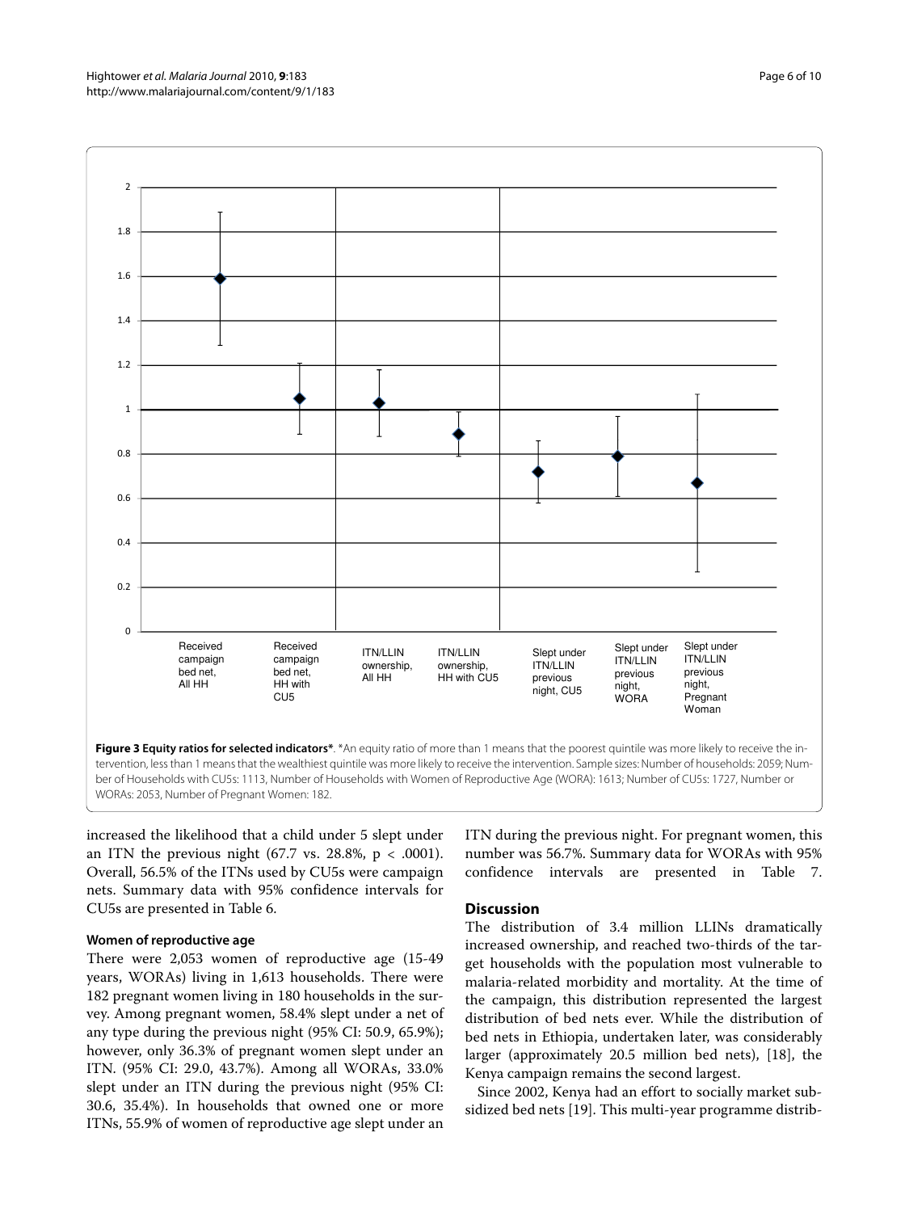**Figure 3 Equity ratios for selected indicators***. *An equity ratio of more than 1 means that the poorest quintile was more likely to receive the intervention, less than 1 means that the wealthiest quintile was more likely to receive the intervention. Sample sizes: Number of households: 2059; Number of Households with CU5s: 1113, Number of Households with Women of Reproductive Age (WORA): 1613; Number of CU5s: 1727, Number or WORAs: 2053, Number of Pregnant Women: 182.

increased the likelihood that a child under 5 slept under an ITN the previous night (67.7 vs. 28.8%, $p < .0001$). Overall, 56.5% of the ITNs used by CU5s were campaign nets. Summary data with 95% confidence intervals for CU5s are presented in Table 6.

#### Women of reproductive age

There were 2,053 women of reproductive age (15-49 years, WORAs) living in 1,613 households. There were 182 pregnant women living in 180 households in the survey. Among pregnant women, 58.4% slept under a net of any type during the previous night (95% CI: 50.9, 65.9%); however, only 36.3% of pregnant women slept under an ITN. (95% CI: 29.0, 43.7%). Among all WORAs, 33.0% slept under an ITN during the previous night (95% CI: 30.6, 35.4%). In households that owned one or more ITNs, 55.9% of women of reproductive age slept under an ITN during the previous night. For pregnant women, this number was 56.7%. Summary data for WORAs with 95% confidence intervals are presented in Table 7.

## Discussion

The distribution of 3.4 million LLINs dramatically increased ownership, and reached two-thirds of the target households with the population most vulnerable to malaria-related morbidity and mortality. At the time of the campaign, this distribution represented the largest distribution of bed nets ever. While the distribution of bed nets in Ethiopia, undertaken later, was considerably larger (approximately 20.5 million bed nets), [18], the Kenya campaign remains the second largest.

Since 2002, Kenya had an effort to socially market subsidized bed nets [19]. This multi-year programme distrib-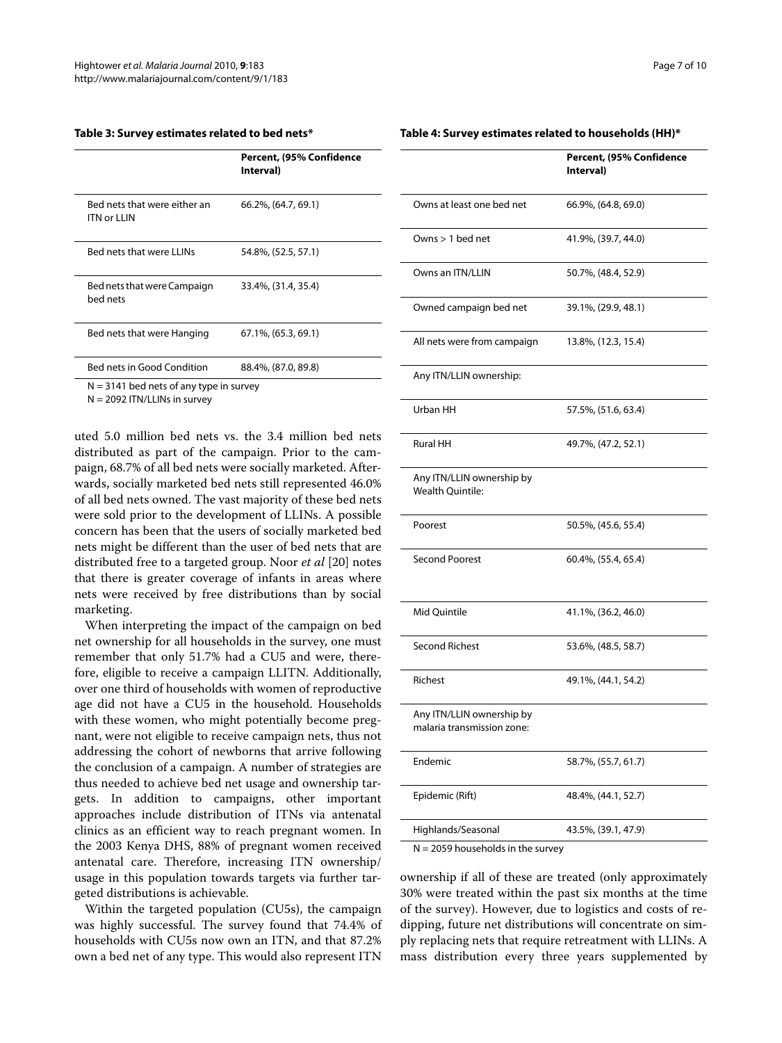**Table 3: Survey estimates related to bed nets***

| | Percent, (95% Confidence Interval) |
|---|---|
| Bed nets that were either an ITN or LLIN | 66.2%, (64.7, 69.1) |
| Bed nets that were LLINs | 54.8%, (52.5, 57.1) |
| Bed nets that were Campaign bed nets | 33.4%, (31.4, 35.4) |
| Bed nets that were Hanging | 67.1%, (65.3, 69.1) |
| Bed nets in Good Condition | 88.4%, (87.0, 89.8) |

N = 3141 bed nets of any type in survey
N = 2092 ITN/LLINs in survey

uted 5.0 million bed nets vs. the 3.4 million bed nets distributed as part of the campaign. Prior to the campaign, 68.7% of all bed nets were socially marketed. Afterwards, socially marketed bed nets still represented 46.0% of all bed nets owned. The vast majority of these bed nets were sold prior to the development of LLINs. A possible concern has been that the users of socially marketed bed nets might be different than the user of bed nets that are distributed free to a targeted group. Noor *et al* [20] notes that there is greater coverage of infants in areas where nets were received by free distributions than by social marketing.

When interpreting the impact of the campaign on bed net ownership for all households in the survey, one must remember that only 51.7% had a CU5 and were, therefore, eligible to receive a campaign LLITN. Additionally, over one third of households with women of reproductive age did not have a CU5 in the household. Households with these women, who might potentially become pregnant, were not eligible to receive campaign nets, thus not addressing the cohort of newborns that arrive following the conclusion of a campaign. A number of strategies are thus needed to achieve bed net usage and ownership targets. In addition to campaigns, other important approaches include distribution of ITNs via antenatal clinics as an efficient way to reach pregnant women. In the 2003 Kenya DHS, 88% of pregnant women received antenatal care. Therefore, increasing ITN ownership/usage in this population towards targets via further targeted distributions is achievable.

Within the targeted population (CU5s), the campaign was highly successful. The survey found that 74.4% of households with CU5s now own an ITN, and that 87.2% own a bed net of any type. This would also represent ITN ownership if all of these are treated (only approximately 30% were treated within the past six months at the time of the survey). However, due to logistics and costs of re-dipping, future net distributions will concentrate on simply replacing nets that require retreatment with LLINs. A mass distribution every three years supplemented by

**Table 4: Survey estimates related to households (HH)***

| | Percent, (95% Confidence Interval) |
|---|---|
| Owns at least one bed net | 66.9%, (64.8, 69.0) |
| Owns > 1 bed net | 41.9%, (39.7, 44.0) |
| Owns an ITN/LLIN | 50.7%, (48.4, 52.9) |
| Owned campaign bed net | 39.1%, (29.9, 48.1) |
| All nets were from campaign | 13.8%, (12.3, 15.4) |
| Any ITN/LLIN ownership: | |
| Urban HH | 57.5%, (51.6, 63.4) |
| Rural HH | 49.7%, (47.2, 52.1) |
| Any ITN/LLIN ownership by Wealth Quintile: | |
| Poorest | 50.5%, (45.6, 55.4) |
| Second Poorest | 60.4%, (55.4, 65.4) |
| Mid Quintile | 41.1%, (36.2, 46.0) |
| Second Richest | 53.6%, (48.5, 58.7) |
| Richest | 49.1%, (44.1, 54.2) |
| Any ITN/LLIN ownership by malaria transmission zone: | |
| Endemic | 58.7%, (55.7, 61.7) |
| Epidemic (Rift) | 48.4%, (44.1, 52.7) |
| Highlands/Seasonal | 43.5%, (39.1, 47.9) |

N = 2059 households in the survey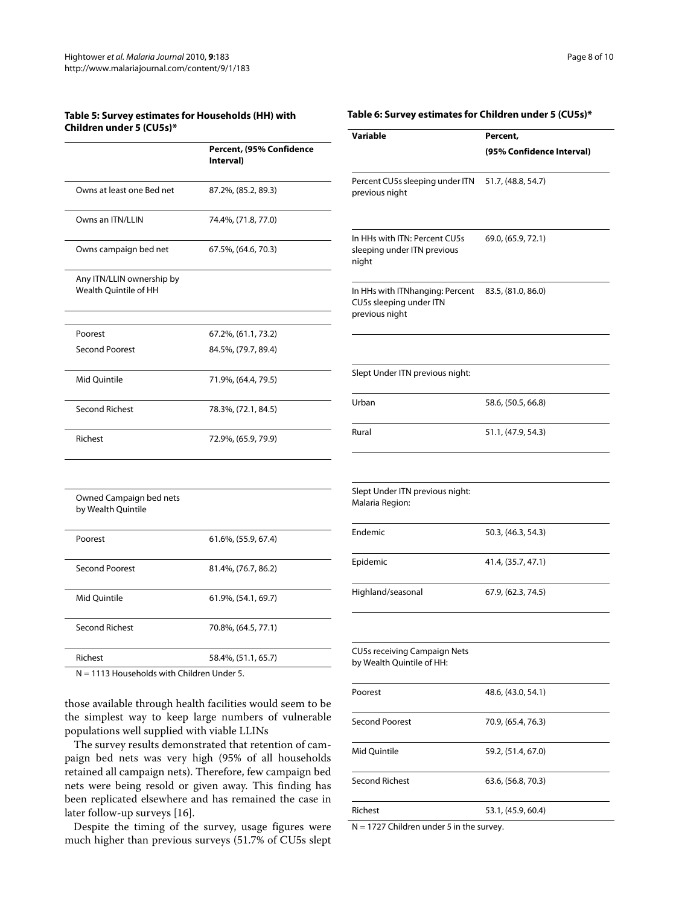**Table 5: Survey estimates for Households (HH) with Children under 5 (CU5s)***

| | Percent, (95% Confidence Interval) |
|---|---|
| Owns at least one Bed net | 87.2%, (85.2, 89.3) |
| Owns an ITN/LLIN | 74.4%, (71.8, 77.0) |
| Owns campaign bed net | 67.5%, (64.6, 70.3) |
| Any ITN/LLIN ownership by Wealth Quintile of HH | |
| Poorest | 67.2%, (61.1, 73.2) |
| Second Poorest | 84.5%, (79.7, 89.4) |
| Mid Quintile | 71.9%, (64.4, 79.5) |
| Second Richest | 78.3%, (72.1, 84.5) |
| Richest | 72.9%, (65.9, 79.9) |
| Owned Campaign bed nets by Wealth Quintile | |
| Poorest | 61.6%, (55.9, 67.4) |
| Second Poorest | 81.4%, (76.7, 86.2) |
| Mid Quintile | 61.9%, (54.1, 69.7) |
| Second Richest | 70.8%, (64.5, 77.1) |
| Richest | 58.4%, (51.1, 65.7) |

N = 1113 Households with Children Under 5.

**Table 6: Survey estimates for Children under 5 (CU5s)***

| Variable | Percent, (95% Confidence Interval) |
|---|---|
| Percent CU5s sleeping under ITN previous night | 51.7, (48.8, 54.7) |
| In HHs with ITN: Percent CU5s sleeping under ITN previous night | 69.0, (65.9, 72.1) |
| In HHs with ITNhanging: Percent CU5s sleeping under ITN previous night | 83.5, (81.0, 86.0) |
| Slept Under ITN previous night: | |
| Urban | 58.6, (50.5, 66.8) |
| Rural | 51.1, (47.9, 54.3) |
| Slept Under ITN previous night: Malaria Region: | |
| Endemic | 50.3, (46.3, 54.3) |
| Epidemic | 41.4, (35.7, 47.1) |
| Highland/seasonal | 67.9, (62.3, 74.5) |
| CU5s receiving Campaign Nets by Wealth Quintile of HH: | |
| Poorest | 48.6, (43.0, 54.1) |
| Second Poorest | 70.9, (65.4, 76.3) |
| Mid Quintile | 59.2, (51.4, 67.0) |
| Second Richest | 63.6, (56.8, 70.3) |
| Richest | 53.1, (45.9, 60.4) |

N = 1727 Children under 5 in the survey.

those available through health facilities would seem to be the simplest way to keep large numbers of vulnerable populations well supplied with viable LLINs

The survey results demonstrated that retention of campaign bed nets was very high (95% of all households retained all campaign nets). Therefore, few campaign bed nets were being resold or given away. This finding has been replicated elsewhere and has remained the case in later follow-up surveys [16].

Despite the timing of the survey, usage figures were much higher than previous surveys (51.7% of CU5s slept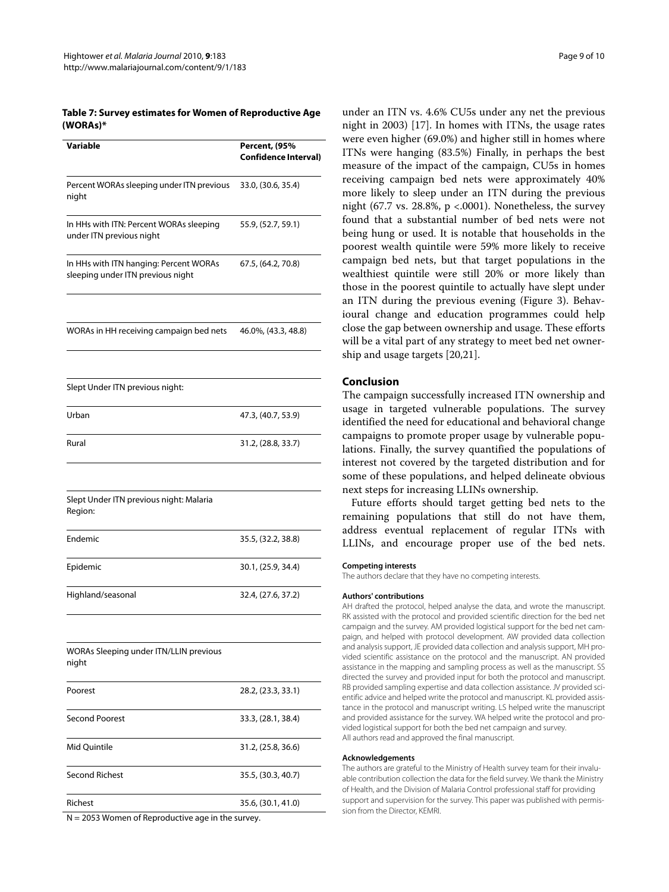**Table 7: Survey estimates for Women of Reproductive Age (WORAs)***

| Variable | Percent, (95% Confidence Interval) |
| --- | --- |
| Percent WORAs sleeping under ITN previous night | 33.0, (30.6, 35.4) |
| In HHs with ITN: Percent WORAs sleeping under ITN previous night | 55.9, (52.7, 59.1) |
| In HHs with ITN hanging: Percent WORAs sleeping under ITN previous night | 67.5, (64.2, 70.8) |
| | |
| WORAs in HH receiving campaign bed nets | 46.0%, (43.3, 48.8) |
| | |
| Slept Under ITN previous night: | |
| Urban | 47.3, (40.7, 53.9) |
| Rural | 31.2, (28.8, 33.7) |
| | |
| Slept Under ITN previous night: Malaria Region: | |
| Endemic | 35.5, (32.2, 38.8) |
| Epidemic | 30.1, (25.9, 34.4) |
| Highland/seasonal | 32.4, (27.6, 37.2) |
| | |
| WORAs Sleeping under ITN/LLIN previous night | |
| Poorest | 28.2, (23.3, 33.1) |
| Second Poorest | 33.3, (28.1, 38.4) |
| Mid Quintile | 31.2, (25.8, 36.6) |
| Second Richest | 35.5, (30.3, 40.7) |
| Richest | 35.6, (30.1, 41.0) |

N = 2053 Women of Reproductive age in the survey.

under an ITN vs. 4.6% CU5s under any net the previous night in 2003) [17]. In homes with ITNs, the usage rates were even higher (69.0%) and higher still in homes where ITNs were hanging (83.5%) Finally, in perhaps the best measure of the impact of the campaign, CU5s in homes receiving campaign bed nets were approximately 40% more likely to sleep under an ITN during the previous night (67.7 vs. 28.8%, $p < .0001$). Nonetheless, the survey found that a substantial number of bed nets were not being hung or used. It is notable that households in the poorest wealth quintile were 59% more likely to receive campaign bed nets, but that target populations in the wealthiest quintile were still 20% or more likely than those in the poorest quintile to actually have slept under an ITN during the previous evening (Figure 3). Behavioural change and education programmes could help close the gap between ownership and usage. These efforts will be a vital part of any strategy to meet bed net ownership and usage targets [20,21].

## Conclusion

The campaign successfully increased ITN ownership and usage in targeted vulnerable populations. The survey identified the need for educational and behavioral change campaigns to promote proper usage by vulnerable populations. Finally, the survey quantified the populations of interest not covered by the targeted distribution and for some of these populations, and helped delineate obvious next steps for increasing LLINs ownership.

Future efforts should target getting bed nets to the remaining populations that still do not have them, address eventual replacement of regular ITNs with LLINs, and encourage proper use of the bed nets.

#### Competing interests

The authors declare that they have no competing interests.

#### Authors' contributions

AH drafted the protocol, helped analyse the data, and wrote the manuscript. RK assisted with the protocol and provided scientific direction for the bed net campaign and the survey. AM provided logistical support for the bed net campaign, and helped with protocol development. AW provided data collection and analysis support, JE provided data collection and analysis support, MH provided scientific assistance on the protocol and the manuscript. AN provided assistance in the mapping and sampling process as well as the manuscript. SS directed the survey and provided input for both the protocol and manuscript. RB provided sampling expertise and data collection assistance. JV provided scientific advice and helped write the protocol and manuscript. KL provided assistance in the protocol and manuscript writing. LS helped write the manuscript and provided assistance for the survey. WA helped write the protocol and provided logistical support for both the bed net campaign and survey.
All authors read and approved the final manuscript.

#### Acknowledgements

The authors are grateful to the Ministry of Health survey team for their invaluable contribution collection the data for the field survey. We thank the Ministry of Health, and the Division of Malaria Control professional staff for providing support and supervision for the survey. This paper was published with permission from the Director, KEMRI.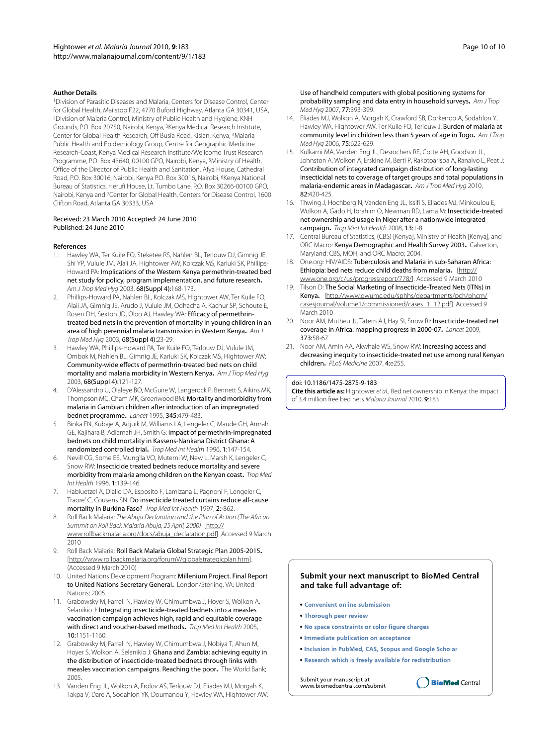#### Author Details

[1]Division of Parasitic Diseases and Malaria, Centers for Disease Control, Center for Global Health, Mailstop F22, 4770 Buford Highway, Atlanta GA 30341, USA, [2]Division of Malaria Control, Ministry of Public Health and Hygiene, KNH Grounds, P.O. Box 20750, Nairobi, Kenya, [3]Kenya Medical Research Institute, Center for Global Health Research, Off Busia Road, Kisian, Kenya, [4]Malaria Public Health and Epidemiology Group, Centre for Geographic Medicine Research-Coast, Kenya Medical Research Institute/Wellcome Trust Research Programme, P.O. Box 43640, 00100 GPO, Nairobi, Kenya, [5]Ministry of Health, Office of the Director of Public Health and Sanitation, Afya House, Cathedral Road, P.O. Box 30016, Nairobi, Kenya P.O. Box 30016, Nairobi, [6]Kenya National Bureau of Statistics, Herufi House, Lt. Tumbo Lane, P.O. Box 30266-00100 GPO, Nairobi, Kenya and [7]Center for Global Health, Centers for Disease Control, 1600 Clifton Road, Atlanta GA 30333, USA

Received: 23 March 2010 Accepted: 24 June 2010
Published: 24 June 2010

#### References

1. Hawley WA, Ter Kuile FO, Steketee RS, Nahlen BL, Terlouw DJ, Gimnig JE, Shi YP, Vulule JM, Alaii JA, Hightower AW, Kolczak MS, Kariuki SK, Phillips-Howard PA: **Implications of the Western Kenya permethrin-treated bed net study for policy, program implementation, and future research.** *Am J Trop Med Hyg* 2003, **68(Suppl 4):**168-173.
2. Phillips-Howard PA, Nahlen BL, Kolczak MS, Hightower AW, Ter Kuile FO, Alaii JA, Gimnig JE, Arudo J, Vulule JM, Odhacha A, Kachur SP, Schoute E, Rosen DH, Sexton JD, Oloo AJ, Hawley WA: **Efficacy of permethrin-treated bed nets in the prevention of mortality in young children in an area of high perennial malaria transmission in Western Kenya.** *Am J Trop Med Hyg* 2003, **68(Suppl 4):**23-29.
3. Hawley WA, Phillips-Howard PA, Ter Kuile FO, Terlouw DJ, Vulule JM, Ombok M, Nahlen BL, Gimnig JE, Kariuki SK, Kolczak MS, Hightower AW: **Community-wide effects of permethrin-treated bed nets on child mortality and malaria morbidity in Western Kenya.** *Am J Trop Med Hyg* 2003, **68(Suppl 4):**121-127.
4. D'Alessandro U, Olaleye BO, McGuire W, Langerock P, Bennett S, Aikins MK, Thompson MC, Cham MK, Greenwood BM: **Mortality and morbidity from malaria in Gambian children after introduction of an impregnated bednet programme.** *Lancet* 1995, **345:**479-483.
5. Binka FN, Kubaje A, Adjuik M, Williams LA, Lengeler C, Maude GH, Armah GE, Kajihara B, Adiamah JH, Smith G: **Impact of permethrin-impregnated bednets on child mortality in Kassens-Nankana District Ghana: A randomized controlled trial.** *Trop Med Int Health* 1996, **1:**147-154.
6. Nevill CG, Some ES, Mung'la VO, Mutemi W, New L, Marsh K, Lengeler C, Snow RW: **Insecticide treated bednets reduce mortality and severe morbidity from malaria among children on the Kenyan coast.** *Trop Med Int Health* 1996, **1:**139-146.
7. Habluetzel A, Diallo DA, Esposito F, Lamizana L, Pagnoni F, Lengeler C, Traore' C, Cousens SN: **Do insecticide treated curtains reduce all-cause mortality in Burkina Faso?** *Trop Med Int Health* 1997, **2:**-862.
8. Roll Back Malaria: *The Abuja Declaration and the Plan of Action (The African Summit on Roll Back Malaria Abuja, 25 April, 2000)* [http://www.rollbackmalaria.org/docs/abuja_declaration.pdf]. Accessed 9 March 2010
9. Roll Back Malaria: **Roll Back Malaria Global Strategic Plan 2005-2015.** [http://www.rollbackmalaria.org/forumV/globalstrategicplan.htm]. (Accessed 9 March 2010)
10. United Nations Development Program: **Millenium Project. Final Report to United Nations Secretary General.** London/Sterling, VA: United Nations; 2005.
11. Grabowsky M, Farrell N, Hawley W, Chimumbwa J, Hoyer S, Wolkon A, Selanikio J: **Integrating insecticide-treated bednets into a measles vaccination campaign achieves high, rapid and equitable coverage with direct and voucher-based methods.** *Trop Med Int Health* 2005, **10:**1151-1160.
12. Grabowsky M, Farrell N, Hawley W, Chimumbwa J, Nobiya T, Ahun M, Hoyer S, Wolkon A, Selanikio J: **Ghana and Zambia: achieving equity in the distribution of insecticide-treated bednets through links with measles vaccination campaigns. Reaching the poor.** The World Bank; 2005.
13. Vanden Eng JL, Wolkon A, Frolov AS, Terlouw DJ, Eliades MJ, Morgah K, Takpa V, Dare A, Sodahlon YK, Doumanou Y, Hawley WA, Hightower AW: **Use of handheld computers with global positioning systems for probability sampling and data entry in household surveys.** *Am J Trop Med Hyg* 2007, **77:**393-399.
14. Eliades MJ, Wolkon A, Morgah K, Crawford SB, Dorkenoo A, Sodahlon Y, Hawley WA, Hightower AW, Ter Kuile FO, Terlouw J: **Burden of malaria at community level in children less than 5 years of age in Togo.** *Am J Trop Med Hyg* 2006, **75:**622-629.
15. Kulkarni MA, Vanden Eng JL, Desrochers RE, Cotte AH, Goodson JL, Johnston A, Wolkon A, Erskine M, Berti P, Rakotoarisoa A, Ranaivo L, Peat J: **Contribution of integrated campaign distribution of long-lasting insecticidal nets to coverage of target groups and total populations in malaria-endemic areas in Madagascar.** *Am J Trop Med Hyg* 2010, **82:**420-425.
16. Thwing J, Hochberg N, Vanden Eng JL, Issifi S, Eliades MJ, Minkoulou E, Wolkon A, Gado H, Ibrahim O, Newman RD, Lama M: **Insecticide-treated net ownership and usage in Niger after a nationwide integrated campaign.** *Trop Med Int Health* 2008, **13:**1-8.
17. Central Bureau of Statistics, (CBS) [Kenya], Ministry of Health [Kenya], and ORC Macro: **Kenya Demographic and Health Survey 2003.** Calverton, Maryland: CBS, MOH, and ORC Macro; 2004.
18. One.org: HIV/AIDS: **Tuberculosis and Malaria in sub-Saharan Africa: Ethiopia: bed nets reduce child deaths from malaria.** [http://www.one.org/c/us/progressreport/778/]. Accessed 9 March 2010
19. Tilson D: **The Social Marketing of Insecticide-Treated Nets (ITNs) in Kenya.** [http://www.gwumc.edu/sphhs/departments/pch/phcm/casesjournal/volume1/commissioned/cases_1_12.pdf]. Accessed 9 March 2010
20. Noor AM, Mutheu JJ, Tatem AJ, Hay SI, Snow RW: **Insecticide-treated net coverage in Africa: mapping progress in 2000-07.** *Lancet* 2009, **373:**58-67.
21. Noor AM, Amin AA, Akwhale WS, Snow RW: **Increasing access and decreasing inequity to insecticide-treated net use among rural Kenyan children.** *PLoS Medicine* 2007, **4:**e255.

doi: 10.1186/1475-2875-9-183
**Cite this article as:** Hightower *et al.*, Bed net ownership in Kenya: the impact of 3.4 million free bed nets *Malaria Journal* 2010, **9**:183